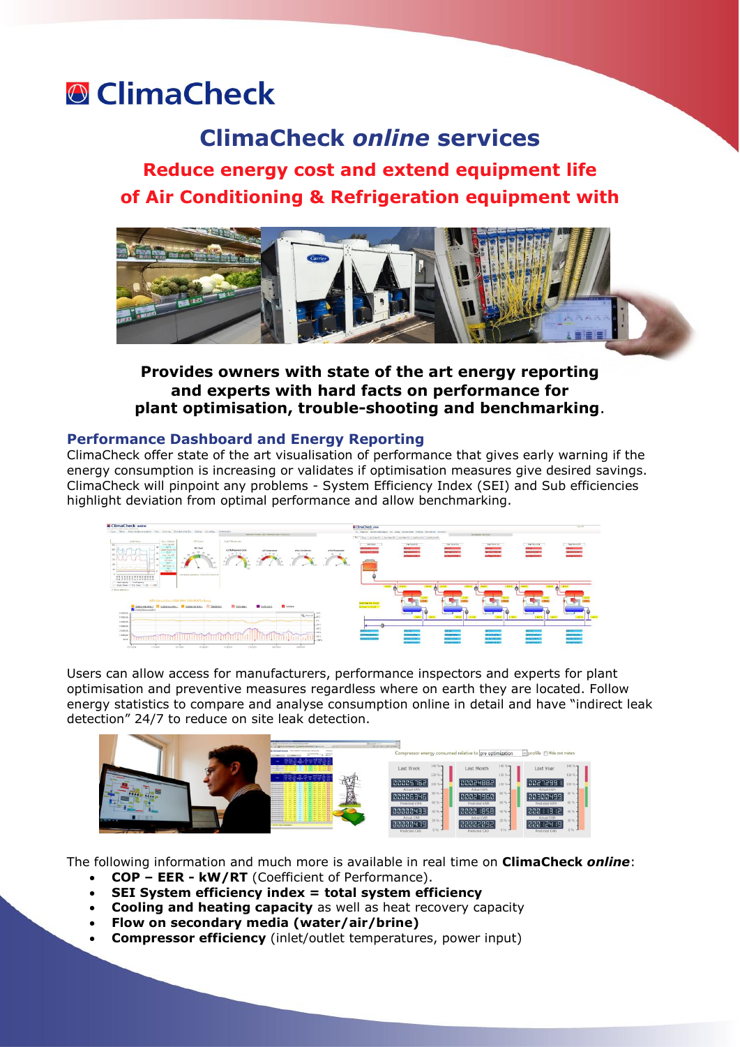# ClimaCheck

## ClimaCheck *online* services

### Reduce energy cost and extend equipment life of Air Conditioning & Refrigeration equipment with

**Provides owners with state of the art energy reporting and experts with hard facts on performance for plant optimisation, trouble-shooting and benchmarking**.

### Performance Dashboard and Energy Reporting

ClimaCheck offer state of the art visualisation of performance that gives early warning if the energy consumption is increasing or validates if optimisation measures give desired savings. ClimaCheck will pinpoint any problems - System Efficiency Index (SEI) and Sub efficiencies highlight deviation from optimal performance and allow benchmarking.

Users can allow access for manufacturers, performance inspectors and experts for plant optimisation and preventive measures regardless where on earth they are located. Follow energy statistics to compare and analyse consumption online in detail and have "indirect leak detection" 24/7 to reduce on site leak detection.

The following information and much more is available in real time on **ClimaCheck *online***:

- **COP – EER - kW/RT** (Coefficient of Performance).
- **SEI System efficiency index = total system efficiency**
- **Cooling and heating capacity** as well as heat recovery capacity
- **Flow on secondary media (water/air/brine)**
- **Compressor efficiency** (inlet/outlet temperatures, power input)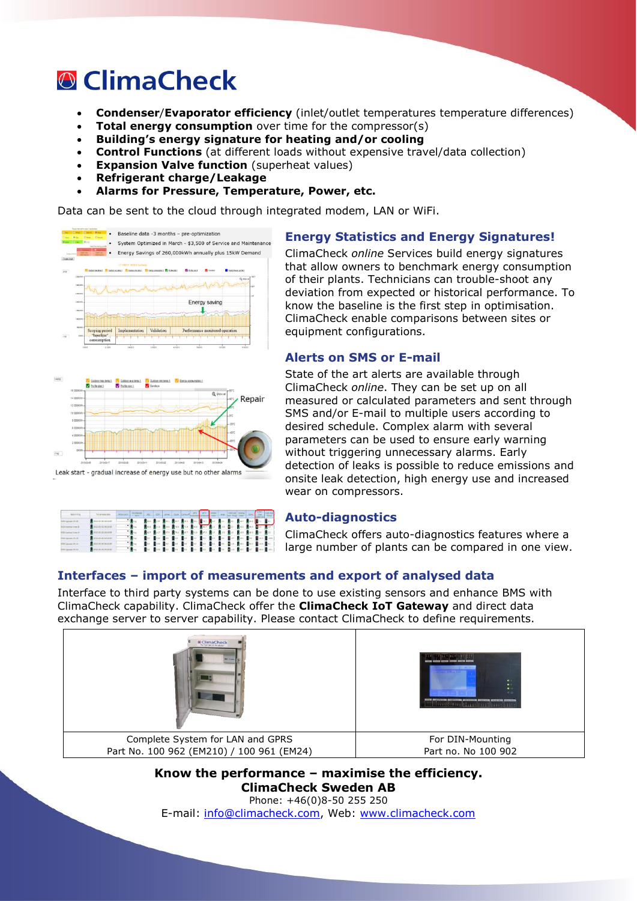# ClimaCheck

- **Condenser**/**Evaporator efficiency** (inlet/outlet temperatures temperature differences)
- **Total energy consumption** over time for the compressor(s)
- **Building's energy signature for heating and/or cooling**
- **Control Functions** (at different loads without expensive travel/data collection)
- **Expansion Valve function** (superheat values)
- **Refrigerant charge/Leakage**
- **Alarms for Pressure, Temperature, Power, etc.**

Data can be sent to the cloud through integrated modem, LAN or WiFi.

- Baseline data -3 months – pre-optimization
- System Optimized in March - $3,500 of Service and Maintenance
- Energy Savings of 260,000kWh annually plus 15kW Demand

Energy saving

Scoping period "baseline" consumption | Implementation | Validation | Performance monitored operation

## Energy Statistics and Energy Signatures!

ClimaCheck *online* Services build energy signatures that allow owners to benchmark energy consumption of their plants. Technicians can trouble-shoot any deviation from expected or historical performance. To know the baseline is the first step in optimisation. ClimaCheck enable comparisons between sites or equipment configurations.

Repair

Leak start - gradual increase of energy use but no other alarms

## Alerts on SMS or E-mail

State of the art alerts are available through ClimaCheck *online*. They can be set up on all measured or calculated parameters and sent through SMS and/or E-mail to multiple users according to desired schedule. Complex alarm with several parameters can be used to ensure early warning without triggering unnecessary alarms. Early detection of leaks is possible to reduce emissions and onsite leak detection, high energy use and increased wear on compressors.

## Auto-diagnostics

ClimaCheck offers auto-diagnostics features where a large number of plants can be compared in one view.

## Interfaces – import of measurements and export of analysed data

Interface to third party systems can be done to use existing sensors and enhance BMS with ClimaCheck capability. ClimaCheck offer the **ClimaCheck IoT Gateway** and direct data exchange server to server capability. Please contact ClimaCheck to define requirements.

| | |
|---|---|
| Complete System for LAN and GPRS<br>Part No. 100 962 (EM210) / 100 961 (EM24) | For DIN-Mounting<br>Part no. No 100 902 |

**Know the performance – maximise the efficiency.**
**ClimaCheck Sweden AB**
Phone: +46(0)8-50 255 250
E-mail: info@climacheck.com, Web: www.climacheck.com